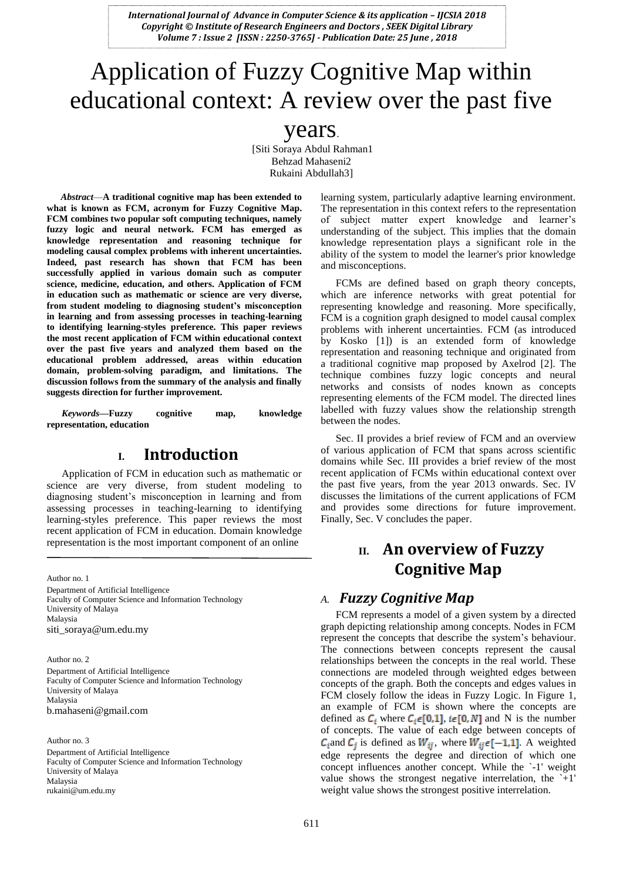# Application of Fuzzy Cognitive Map within educational context: A review over the past five years.

[Siti Soraya Abdul Rahman1
Behzad Mahaseni2
Rukaini Abdullah3]

***Abstract*—A traditional cognitive map has been extended to what is known as FCM, acronym for Fuzzy Cognitive Map. FCM combines two popular soft computing techniques, namely fuzzy logic and neural network. FCM has emerged as knowledge representation and reasoning technique for modeling causal complex problems with inherent uncertainties. Indeed, past research has shown that FCM has been successfully applied in various domain such as computer science, medicine, education, and others. Application of FCM in education such as mathematic or science are very diverse, from student modeling to diagnosing student's misconception in learning and from assessing processes in teaching-learning to identifying learning-styles preference. This paper reviews the most recent application of FCM within educational context over the past five years and analyzed them based on the educational problem addressed, areas within education domain, problem-solving paradigm, and limitations. The discussion follows from the summary of the analysis and finally suggests direction for further improvement.**

***Keywords*—Fuzzy cognitive map, knowledge representation, education**

## I. Introduction

Application of FCM in education such as mathematic or science are very diverse, from student modeling to diagnosing student's misconception in learning and from assessing processes in teaching-learning to identifying learning-styles preference. This paper reviews the most recent application of FCM in education. Domain knowledge representation is the most important component of an online learning system, particularly adaptive learning environment. The representation in this context refers to the representation of subject matter expert knowledge and learner's understanding of the subject. This implies that the domain knowledge representation plays a significant role in the ability of the system to model the learner's prior knowledge and misconceptions.

FCMs are defined based on graph theory concepts, which are inference networks with great potential for representing knowledge and reasoning. More specifically, FCM is a cognition graph designed to model causal complex problems with inherent uncertainties. FCM (as introduced by Kosko [1]) is an extended form of knowledge representation and reasoning technique and originated from a traditional cognitive map proposed by Axelrod [2]. The technique combines fuzzy logic concepts and neural networks and consists of nodes known as concepts representing elements of the FCM model. The directed lines labelled with fuzzy values show the relationship strength between the nodes.

Sec. II provides a brief review of FCM and an overview of various application of FCM that spans across scientific domains while Sec. III provides a brief review of the most recent application of FCMs within educational context over the past five years, from the year 2013 onwards. Sec. IV discusses the limitations of the current applications of FCM and provides some directions for future improvement. Finally, Sec. V concludes the paper.

Author no. 1
Department of Artificial Intelligence
Faculty of Computer Science and Information Technology
University of Malaya
Malaysia
siti_soraya@um.edu.my

Author no. 2
Department of Artificial Intelligence
Faculty of Computer Science and Information Technology
University of Malaya
Malaysia
b.mahaseni@gmail.com

Author no. 3
Department of Artificial Intelligence
Faculty of Computer Science and Information Technology
University of Malaya
Malaysia
rukaini@um.edu.my

## II. An overview of Fuzzy Cognitive Map

### A. *Fuzzy Cognitive Map*

FCM represents a model of a given system by a directed graph depicting relationship among concepts. Nodes in FCM represent the concepts that describe the system's behaviour. The connections between concepts represent the causal relationships between the concepts in the real world. These connections are modeled through weighted edges between concepts of the graph. Both the concepts and edges values in FCM closely follow the ideas in Fuzzy Logic. In Figure 1, an example of FCM is shown where the concepts are defined as $C_i$ where $C_i \epsilon [0,1]$, $i \epsilon [0, N]$ and N is the number of concepts. The value of each edge between concepts of $C_i$ and $C_j$ is defined as $W_{ij}$, where $W_{ij} \epsilon [-1,1]$. A weighted edge represents the degree and direction of which one concept influences another concept. While the `-1' weight value shows the strongest negative interrelation, the `+1' weight value shows the strongest positive interrelation.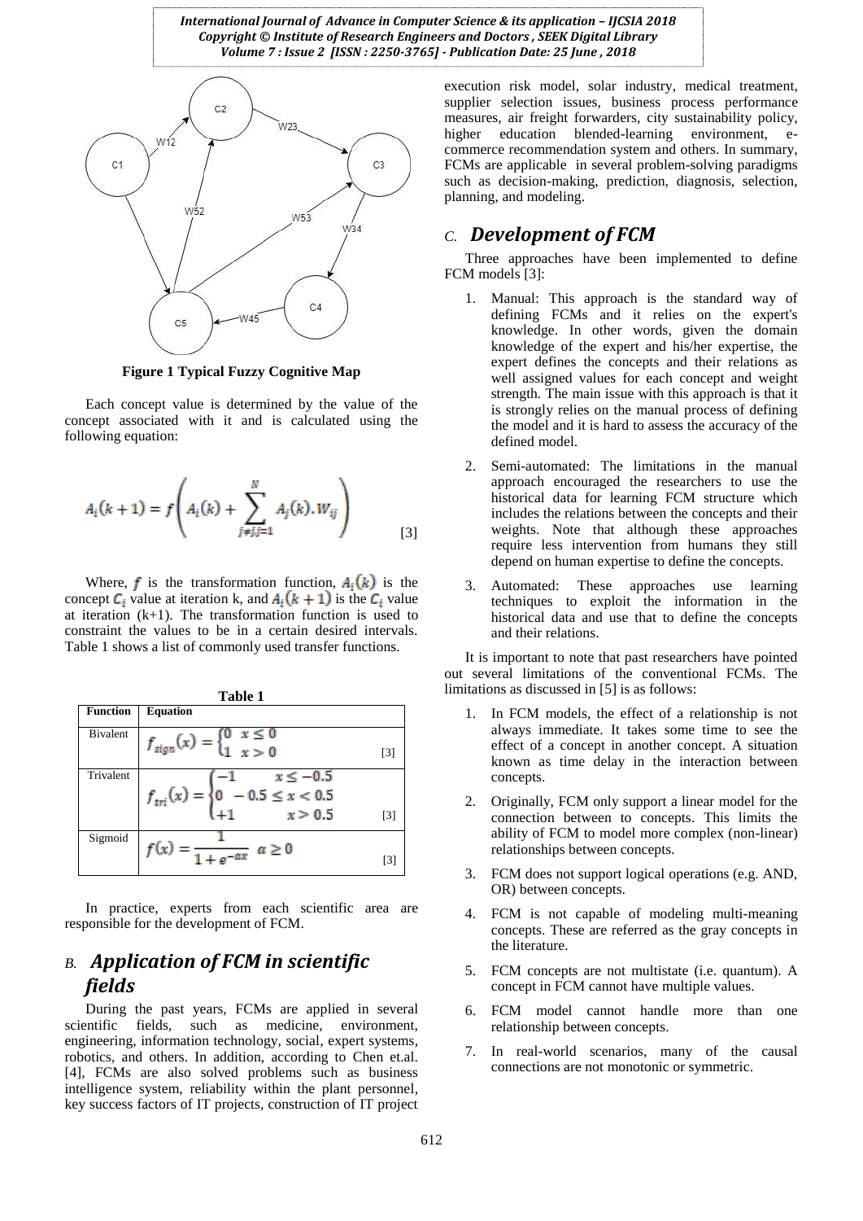Figure 1 Typical Fuzzy Cognitive Map

Each concept value is determined by the value of the concept associated with it and is calculated using the following equation:

$$A_i(k+1) = f\left(A_i(k) + \sum_{j \neq i, j=1}^{N} A_j(k).W_{ij}\right) \quad [3]$$

Where, $f$ is the transformation function, $A_i(k)$ is the concept $C_i$ value at iteration k, and $A_i(k+1)$ is the $C_i$ value at iteration (k+1). The transformation function is used to constraint the values to be in a certain desired intervals. Table 1 shows a list of commonly used transfer functions.

**Table 1**

| Function | Equation |
|---|---|
| Bivalent | $f_{sign}(x) = \begin{cases} 0 & x \leq 0 \\ 1 & x > 0 \end{cases}$ [3] |
| Trivalent | $f_{tri}(x) = \begin{cases} -1 & x \leq -0.5 \\ 0 & -0.5 \leq x < 0.5 \\ +1 & x > 0.5 \end{cases}$ [3] |
| Sigmoid | $f(x) = \dfrac{1}{1+e^{-\alpha x}} \quad \alpha \geq 0$ [3] |

In practice, experts from each scientific area are responsible for the development of FCM.

## *B. Application of FCM in scientific fields*

During the past years, FCMs are applied in several scientific fields, such as medicine, environment, engineering, information technology, social, expert systems, robotics, and others. In addition, according to Chen et.al. [4], FCMs are also solved problems such as business intelligence system, reliability within the plant personnel, key success factors of IT projects, construction of IT project execution risk model, solar industry, medical treatment, supplier selection issues, business process performance measures, air freight forwarders, city sustainability policy, higher education blended-learning environment, e-commerce recommendation system and others. In summary, FCMs are applicable in several problem-solving paradigms such as decision-making, prediction, diagnosis, selection, planning, and modeling.

## *C. Development of FCM*

Three approaches have been implemented to define FCM models [3]:

1. Manual: This approach is the standard way of defining FCMs and it relies on the expert's knowledge. In other words, given the domain knowledge of the expert and his/her expertise, the expert defines the concepts and their relations as well assigned values for each concept and weight strength. The main issue with this approach is that it is strongly relies on the manual process of defining the model and it is hard to assess the accuracy of the defined model.
2. Semi-automated: The limitations in the manual approach encouraged the researchers to use the historical data for learning FCM structure which includes the relations between the concepts and their weights. Note that although these approaches require less intervention from humans they still depend on human expertise to define the concepts.
3. Automated: These approaches use learning techniques to exploit the information in the historical data and use that to define the concepts and their relations.

It is important to note that past researchers have pointed out several limitations of the conventional FCMs. The limitations as discussed in [5] is as follows:

1. In FCM models, the effect of a relationship is not always immediate. It takes some time to see the effect of a concept in another concept. A situation known as time delay in the interaction between concepts.
2. Originally, FCM only support a linear model for the connection between to concepts. This limits the ability of FCM to model more complex (non-linear) relationships between concepts.
3. FCM does not support logical operations (e.g. AND, OR) between concepts.
4. FCM is not capable of modeling multi-meaning concepts. These are referred as the gray concepts in the literature.
5. FCM concepts are not multistate (i.e. quantum). A concept in FCM cannot have multiple values.
6. FCM model cannot handle more than one relationship between concepts.
7. In real-world scenarios, many of the causal connections are not monotonic or symmetric.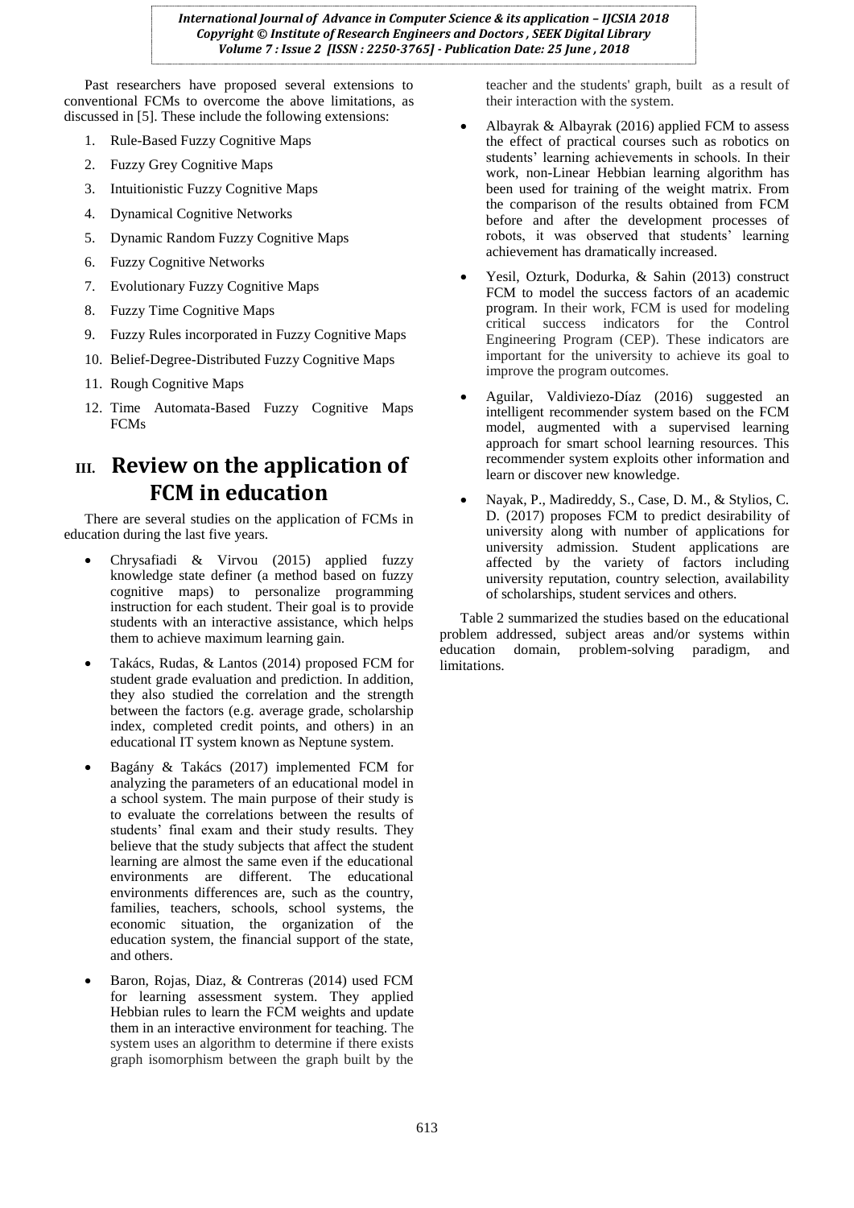Past researchers have proposed several extensions to conventional FCMs to overcome the above limitations, as discussed in [5]. These include the following extensions:

1. Rule-Based Fuzzy Cognitive Maps
2. Fuzzy Grey Cognitive Maps
3. Intuitionistic Fuzzy Cognitive Maps
4. Dynamical Cognitive Networks
5. Dynamic Random Fuzzy Cognitive Maps
6. Fuzzy Cognitive Networks
7. Evolutionary Fuzzy Cognitive Maps
8. Fuzzy Time Cognitive Maps
9. Fuzzy Rules incorporated in Fuzzy Cognitive Maps
10. Belief-Degree-Distributed Fuzzy Cognitive Maps
11. Rough Cognitive Maps
12. Time Automata-Based Fuzzy Cognitive Maps FCMs

# III. Review on the application of FCM in education

There are several studies on the application of FCMs in education during the last five years.

- Chrysafiadi & Virvou (2015) applied fuzzy knowledge state definer (a method based on fuzzy cognitive maps) to personalize programming instruction for each student. Their goal is to provide students with an interactive assistance, which helps them to achieve maximum learning gain.
- Takács, Rudas, & Lantos (2014) proposed FCM for student grade evaluation and prediction. In addition, they also studied the correlation and the strength between the factors (e.g. average grade, scholarship index, completed credit points, and others) in an educational IT system known as Neptune system.
- Bagány & Takács (2017) implemented FCM for analyzing the parameters of an educational model in a school system. The main purpose of their study is to evaluate the correlations between the results of students' final exam and their study results. They believe that the study subjects that affect the student learning are almost the same even if the educational environments are different. The educational environments differences are, such as the country, families, teachers, schools, school systems, the economic situation, the organization of the education system, the financial support of the state, and others.
- Baron, Rojas, Diaz, & Contreras (2014) used FCM for learning assessment system. They applied Hebbian rules to learn the FCM weights and update them in an interactive environment for teaching. The system uses an algorithm to determine if there exists graph isomorphism between the graph built by the teacher and the students' graph, built as a result of their interaction with the system.
- Albayrak & Albayrak (2016) applied FCM to assess the effect of practical courses such as robotics on students' learning achievements in schools. In their work, non-Linear Hebbian learning algorithm has been used for training of the weight matrix. From the comparison of the results obtained from FCM before and after the development processes of robots, it was observed that students' learning achievement has dramatically increased.
- Yesil, Ozturk, Dodurka, & Sahin (2013) construct FCM to model the success factors of an academic program. In their work, FCM is used for modeling critical success indicators for the Control Engineering Program (CEP). These indicators are important for the university to achieve its goal to improve the program outcomes.
- Aguilar, Valdiviezo-Díaz (2016) suggested an intelligent recommender system based on the FCM model, augmented with a supervised learning approach for smart school learning resources. This recommender system exploits other information and learn or discover new knowledge.
- Nayak, P., Madireddy, S., Case, D. M., & Stylios, C. D. (2017) proposes FCM to predict desirability of university along with number of applications for university admission. Student applications are affected by the variety of factors including university reputation, country selection, availability of scholarships, student services and others.

Table 2 summarized the studies based on the educational problem addressed, subject areas and/or systems within education domain, problem-solving paradigm, and limitations.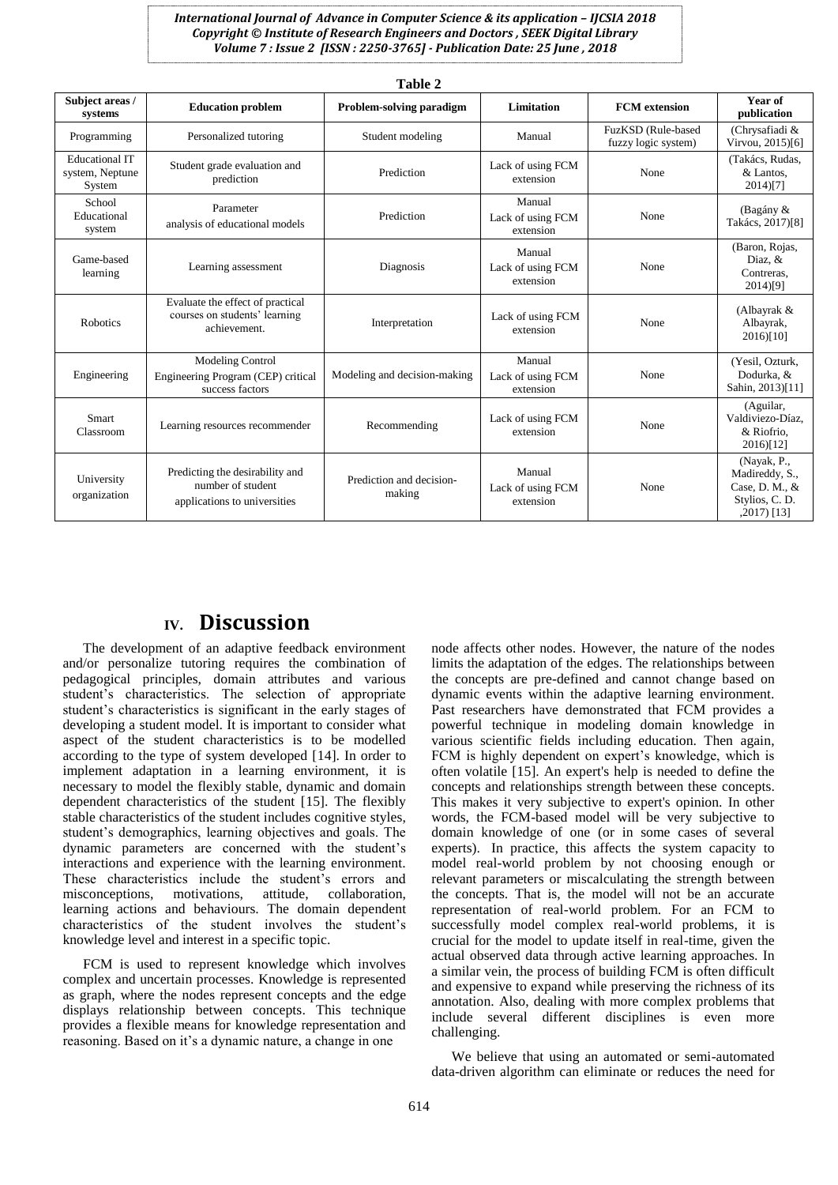**Table 2**

| Subject areas / systems | Education problem | Problem-solving paradigm | Limitation | FCM extension | Year of publication |
|---|---|---|---|---|---|
| Programming | Personalized tutoring | Student modeling | Manual | FuzKSD (Rule-based fuzzy logic system) | (Chrysafiadi & Virvou, 2015)[6] |
| Educational IT system, Neptune System | Student grade evaluation and prediction | Prediction | Lack of using FCM extension | None | (Takács, Rudas, & Lantos, 2014)[7] |
| School Educational system | Parameter analysis of educational models | Prediction | Manual Lack of using FCM extension | None | (Bagány & Takács, 2017)[8] |
| Game-based learning | Learning assessment | Diagnosis | Manual Lack of using FCM extension | None | (Baron, Rojas, Diaz, & Contreras, 2014)[9] |
| Robotics | Evaluate the effect of practical courses on students' learning achievement. | Interpretation | Lack of using FCM extension | None | (Albayrak & Albayrak, 2016)[10] |
| Engineering | Modeling Control Engineering Program (CEP) critical success factors | Modeling and decision-making | Manual Lack of using FCM extension | None | (Yesil, Ozturk, Dodurka, & Sahin, 2013)[11] |
| Smart Classroom | Learning resources recommender | Recommending | Lack of using FCM extension | None | (Aguilar, Valdiviezo-Díaz, & Riofrio, 2016)[12] |
| University organization | Predicting the desirability and number of student applications to universities | Prediction and decision-making | Manual Lack of using FCM extension | None | (Nayak, P., Madireddy, S., Case, D. M., & Stylios, C. D. ,2017) [13] |

## IV. Discussion

The development of an adaptive feedback environment and/or personalize tutoring requires the combination of pedagogical principles, domain attributes and various student's characteristics. The selection of appropriate student's characteristics is significant in the early stages of developing a student model. It is important to consider what aspect of the student characteristics is to be modelled according to the type of system developed [14]. In order to implement adaptation in a learning environment, it is necessary to model the flexibly stable, dynamic and domain dependent characteristics of the student [15]. The flexibly stable characteristics of the student includes cognitive styles, student's demographics, learning objectives and goals. The dynamic parameters are concerned with the student's interactions and experience with the learning environment. These characteristics include the student's errors and misconceptions, motivations, attitude, collaboration, learning actions and behaviours. The domain dependent characteristics of the student involves the student's knowledge level and interest in a specific topic.

FCM is used to represent knowledge which involves complex and uncertain processes. Knowledge is represented as graph, where the nodes represent concepts and the edge displays relationship between concepts. This technique provides a flexible means for knowledge representation and reasoning. Based on it's a dynamic nature, a change in one node affects other nodes. However, the nature of the nodes limits the adaptation of the edges. The relationships between the concepts are pre-defined and cannot change based on dynamic events within the adaptive learning environment. Past researchers have demonstrated that FCM provides a powerful technique in modeling domain knowledge in various scientific fields including education. Then again, FCM is highly dependent on expert's knowledge, which is often volatile [15]. An expert's help is needed to define the concepts and relationships strength between these concepts. This makes it very subjective to expert's opinion. In other words, the FCM-based model will be very subjective to domain knowledge of one (or in some cases of several experts). In practice, this affects the system capacity to model real-world problem by not choosing enough or relevant parameters or miscalculating the strength between the concepts. That is, the model will not be an accurate representation of real-world problem. For an FCM to successfully model complex real-world problems, it is crucial for the model to update itself in real-time, given the actual observed data through active learning approaches. In a similar vein, the process of building FCM is often difficult and expensive to expand while preserving the richness of its annotation. Also, dealing with more complex problems that include several different disciplines is even more challenging.

We believe that using an automated or semi-automated data-driven algorithm can eliminate or reduces the need for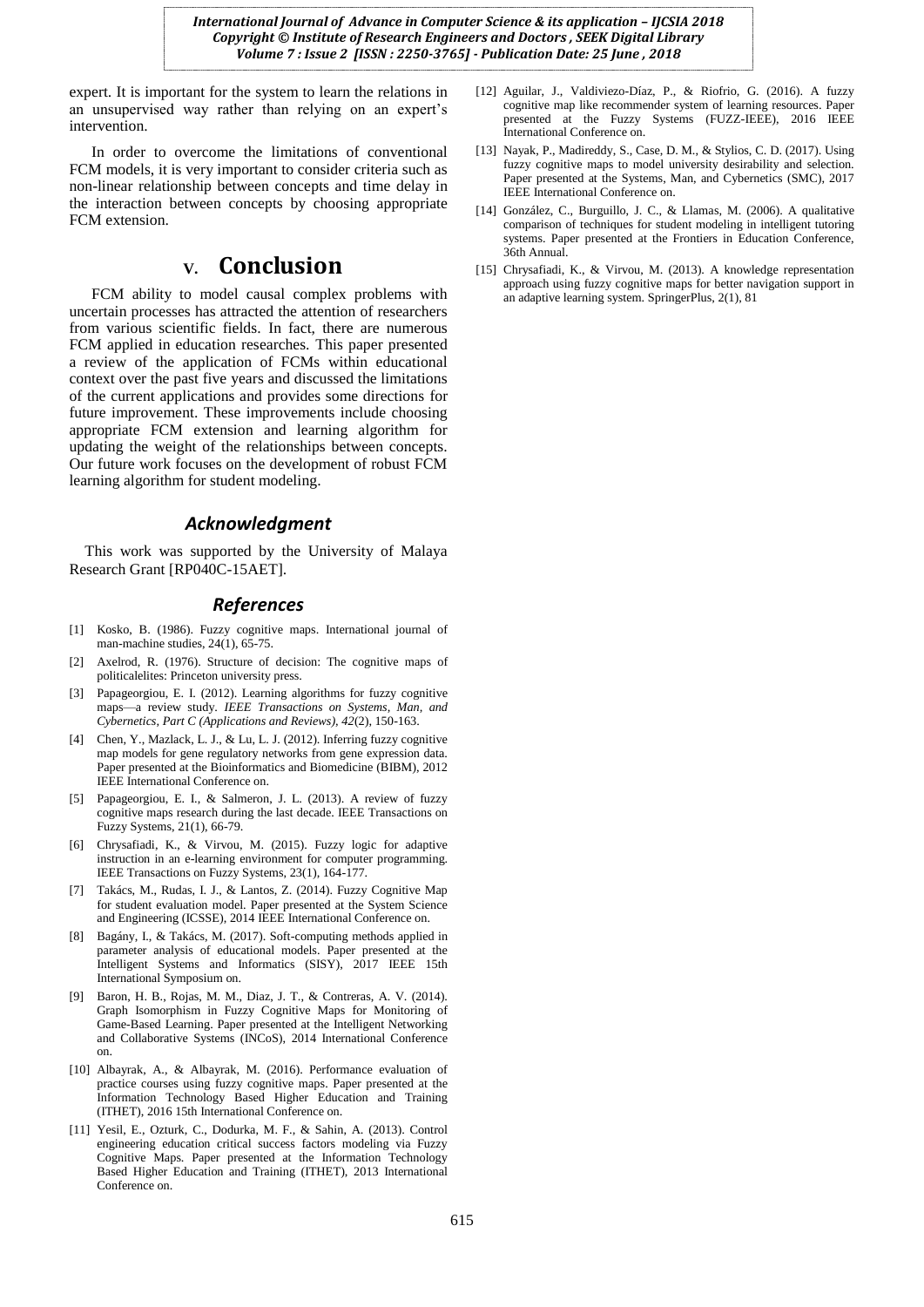expert. It is important for the system to learn the relations in an unsupervised way rather than relying on an expert's intervention.

In order to overcome the limitations of conventional FCM models, it is very important to consider criteria such as non-linear relationship between concepts and time delay in the interaction between concepts by choosing appropriate FCM extension.

# V. Conclusion

FCM ability to model causal complex problems with uncertain processes has attracted the attention of researchers from various scientific fields. In fact, there are numerous FCM applied in education researches. This paper presented a review of the application of FCMs within educational context over the past five years and discussed the limitations of the current applications and provides some directions for future improvement. These improvements include choosing appropriate FCM extension and learning algorithm for updating the weight of the relationships between concepts. Our future work focuses on the development of robust FCM learning algorithm for student modeling.

## *Acknowledgment*

This work was supported by the University of Malaya Research Grant [RP040C-15AET].

## *References*

[1] Kosko, B. (1986). Fuzzy cognitive maps. International journal of man-machine studies, 24(1), 65-75.

[2] Axelrod, R. (1976). Structure of decision: The cognitive maps of politicalelites: Princeton university press.

[3] Papageorgiou, E. I. (2012). Learning algorithms for fuzzy cognitive maps—a review study. *IEEE Transactions on Systems, Man, and Cybernetics, Part C (Applications and Reviews), 42*(2), 150-163.

[4] Chen, Y., Mazlack, L. J., & Lu, L. J. (2012). Inferring fuzzy cognitive map models for gene regulatory networks from gene expression data. Paper presented at the Bioinformatics and Biomedicine (BIBM), 2012 IEEE International Conference on.

[5] Papageorgiou, E. I., & Salmeron, J. L. (2013). A review of fuzzy cognitive maps research during the last decade. IEEE Transactions on Fuzzy Systems, 21(1), 66-79.

[6] Chrysafiadi, K., & Virvou, M. (2015). Fuzzy logic for adaptive instruction in an e-learning environment for computer programming. IEEE Transactions on Fuzzy Systems, 23(1), 164-177.

[7] Takács, M., Rudas, I. J., & Lantos, Z. (2014). Fuzzy Cognitive Map for student evaluation model. Paper presented at the System Science and Engineering (ICSSE), 2014 IEEE International Conference on.

[8] Bagány, I., & Takács, M. (2017). Soft-computing methods applied in parameter analysis of educational models. Paper presented at the Intelligent Systems and Informatics (SISY), 2017 IEEE 15th International Symposium on.

[9] Baron, H. B., Rojas, M. M., Diaz, J. T., & Contreras, A. V. (2014). Graph Isomorphism in Fuzzy Cognitive Maps for Monitoring of Game-Based Learning. Paper presented at the Intelligent Networking and Collaborative Systems (INCoS), 2014 International Conference on.

[10] Albayrak, A., & Albayrak, M. (2016). Performance evaluation of practice courses using fuzzy cognitive maps. Paper presented at the Information Technology Based Higher Education and Training (ITHET), 2016 15th International Conference on.

[11] Yesil, E., Ozturk, C., Dodurka, M. F., & Sahin, A. (2013). Control engineering education critical success factors modeling via Fuzzy Cognitive Maps. Paper presented at the Information Technology Based Higher Education and Training (ITHET), 2013 International Conference on.

[12] Aguilar, J., Valdiviezo-Díaz, P., & Riofrio, G. (2016). A fuzzy cognitive map like recommender system of learning resources. Paper presented at the Fuzzy Systems (FUZZ-IEEE), 2016 IEEE International Conference on.

[13] Nayak, P., Madireddy, S., Case, D. M., & Stylios, C. D. (2017). Using fuzzy cognitive maps to model university desirability and selection. Paper presented at the Systems, Man, and Cybernetics (SMC), 2017 IEEE International Conference on.

[14] González, C., Burguillo, J. C., & Llamas, M. (2006). A qualitative comparison of techniques for student modeling in intelligent tutoring systems. Paper presented at the Frontiers in Education Conference, 36th Annual.

[15] Chrysafiadi, K., & Virvou, M. (2013). A knowledge representation approach using fuzzy cognitive maps for better navigation support in an adaptive learning system. SpringerPlus, 2(1), 81